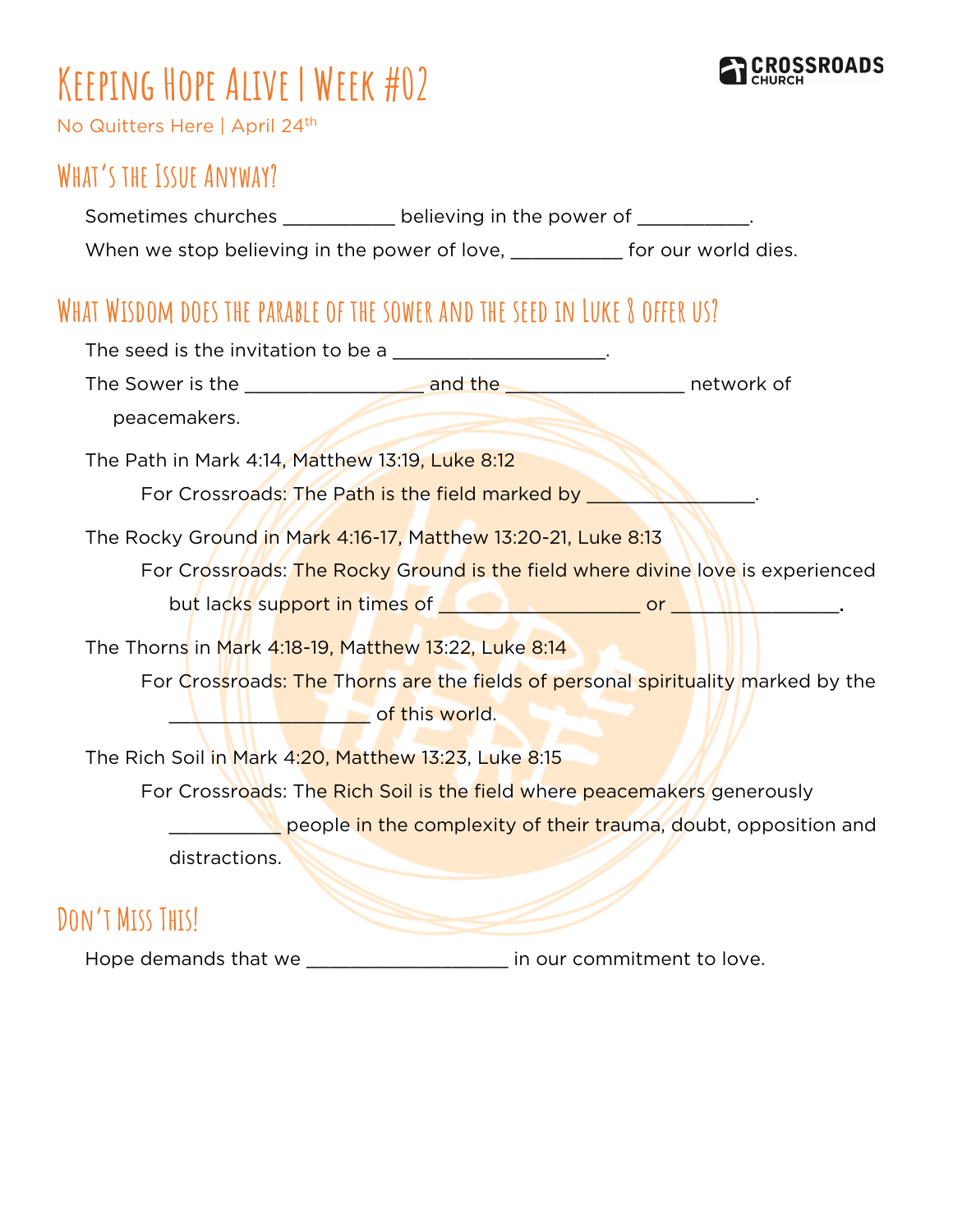# Keeping Hope Alive | Week #02

No Quitters Here | April 24th

CROSSROADS CHURCH

## What's the Issue Anyway?

Sometimes churches ___________ believing in the power of ___________.

When we stop believing in the power of love, ___________ for our world dies.

## What Wisdom does the parable of the sower and the seed in Luke 8 offer us?

The seed is the invitation to be a ____________________.

The Sower is the _________________ and the _________________ network of peacemakers.

The Path in Mark 4:14, Matthew 13:19, Luke 8:12

For Crossroads: The Path is the field marked by _________________.

The Rocky Ground in Mark 4:16-17, Matthew 13:20-21, Luke 8:13

For Crossroads: The Rocky Ground is the field where divine love is experienced but lacks support in times of ___________________ or _________________.

The Thorns in Mark 4:18-19, Matthew 13:22, Luke 8:14

For Crossroads: The Thorns are the fields of personal spirituality marked by the ___________________ of this world.

The Rich Soil in Mark 4:20, Matthew 13:23, Luke 8:15

For Crossroads: The Rich Soil is the field where peacemakers generously ___________ people in the complexity of their trauma, doubt, opposition and distractions.

## Don't Miss This!

Hope demands that we ___________________ in our commitment to love.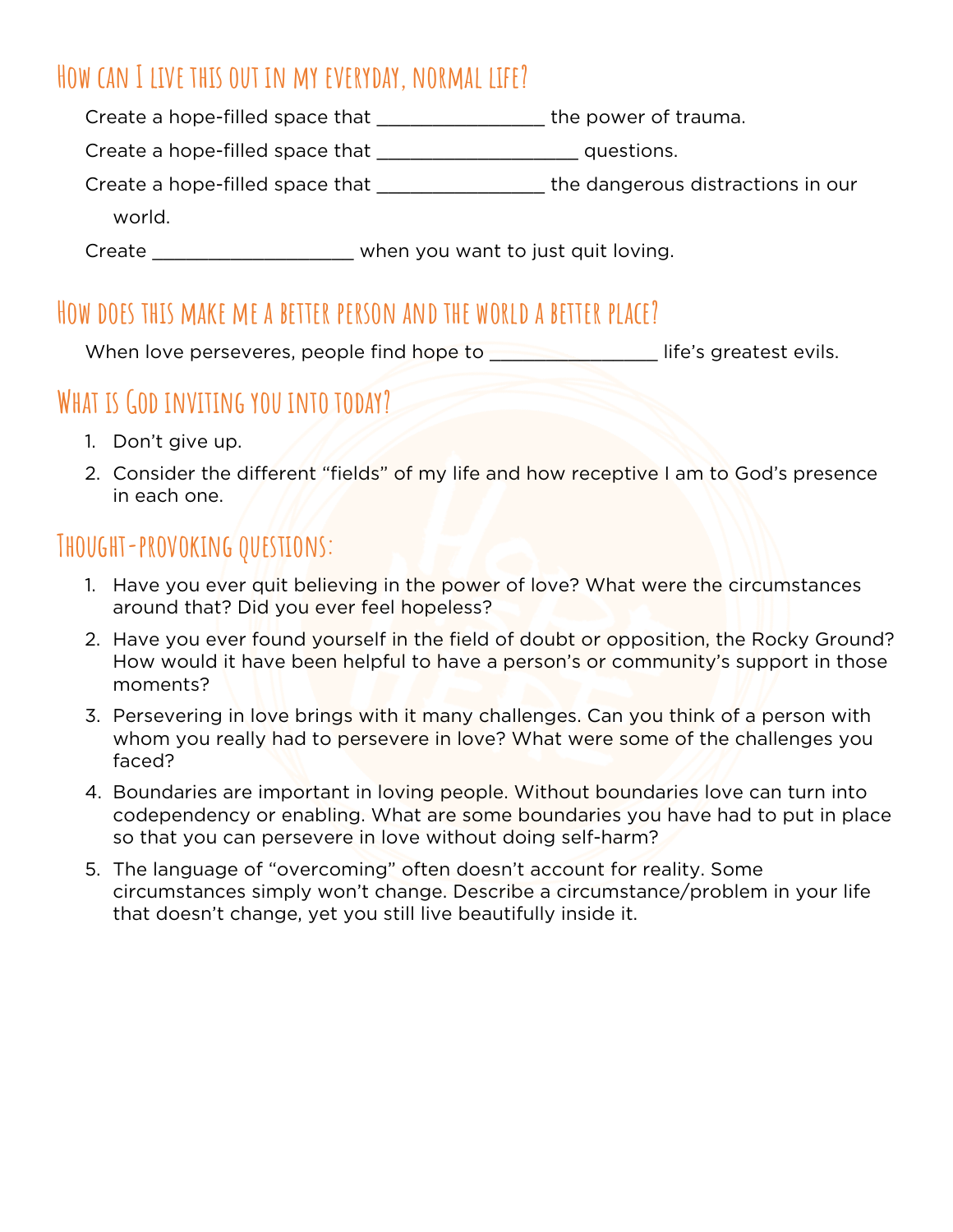## How can I live this out in my everyday, normal life?

Create a hope-filled space that ________________ the power of trauma.

Create a hope-filled space that ___________________ questions.

Create a hope-filled space that ________________ the dangerous distractions in our world.

Create ___________________ when you want to just quit loving.

## How does this make me a better person and the world a better place?

When love perseveres, people find hope to ________________ life's greatest evils.

## What is God inviting you into today?

1. Don't give up.
2. Consider the different "fields" of my life and how receptive I am to God's presence in each one.

## Thought-provoking questions:

1. Have you ever quit believing in the power of love? What were the circumstances around that? Did you ever feel hopeless?
2. Have you ever found yourself in the field of doubt or opposition, the Rocky Ground? How would it have been helpful to have a person's or community's support in those moments?
3. Persevering in love brings with it many challenges. Can you think of a person with whom you really had to persevere in love? What were some of the challenges you faced?
4. Boundaries are important in loving people. Without boundaries love can turn into codependency or enabling. What are some boundaries you have had to put in place so that you can persevere in love without doing self-harm?
5. The language of "overcoming" often doesn't account for reality. Some circumstances simply won't change. Describe a circumstance/problem in your life that doesn't change, yet you still live beautifully inside it.